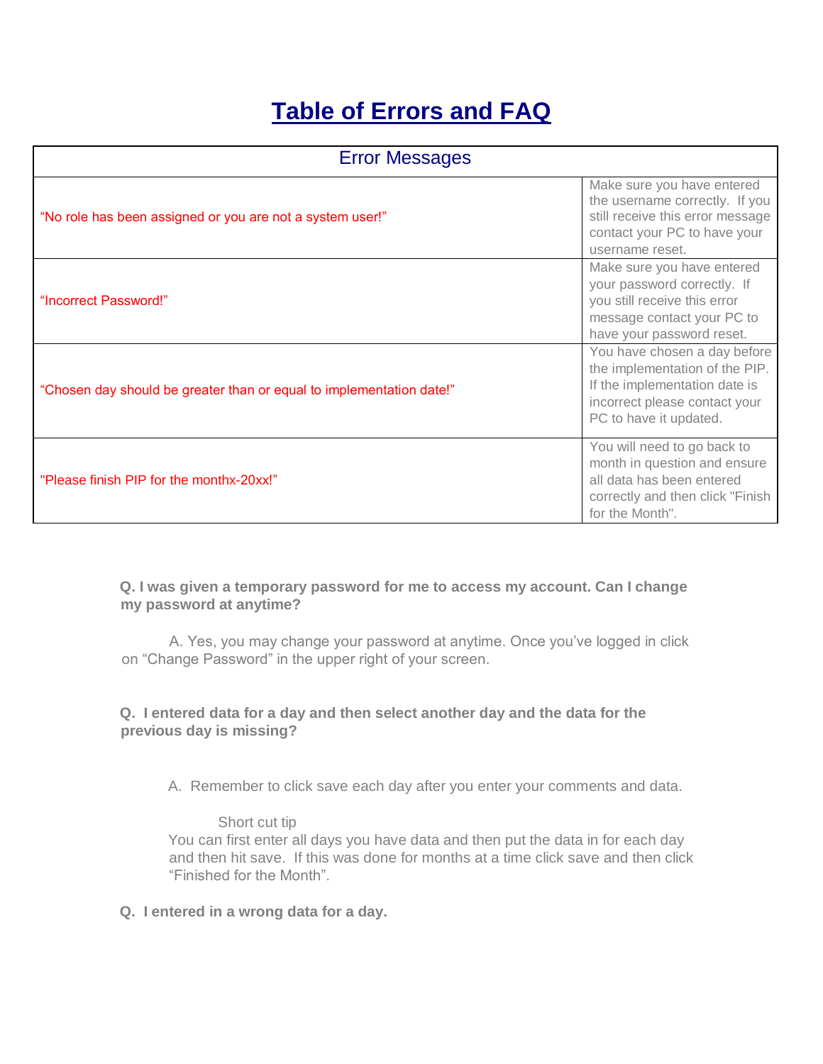# Table of Errors and FAQ

| Error Messages | |
|---|---|
| "No role has been assigned or you are not a system user!" | Make sure you have entered the username correctly. If you still receive this error message contact your PC to have your username reset. |
| "Incorrect Password!" | Make sure you have entered your password correctly. If you still receive this error message contact your PC to have your password reset. |
| "Chosen day should be greater than or equal to implementation date!" | You have chosen a day before the implementation of the PIP. If the implementation date is incorrect please contact your PC to have it updated. |
| "Please finish PIP for the monthx-20xx!" | You will need to go back to month in question and ensure all data has been entered correctly and then click "Finish for the Month". |

**Q. I was given a temporary password for me to access my account. Can I change my password at anytime?**

A. Yes, you may change your password at anytime. Once you've logged in click on "Change Password" in the upper right of your screen.

**Q. I entered data for a day and then select another day and the data for the previous day is missing?**

A. Remember to click save each day after you enter your comments and data.

Short cut tip

You can first enter all days you have data and then put the data in for each day and then hit save. If this was done for months at a time click save and then click "Finished for the Month".

**Q. I entered in a wrong data for a day.**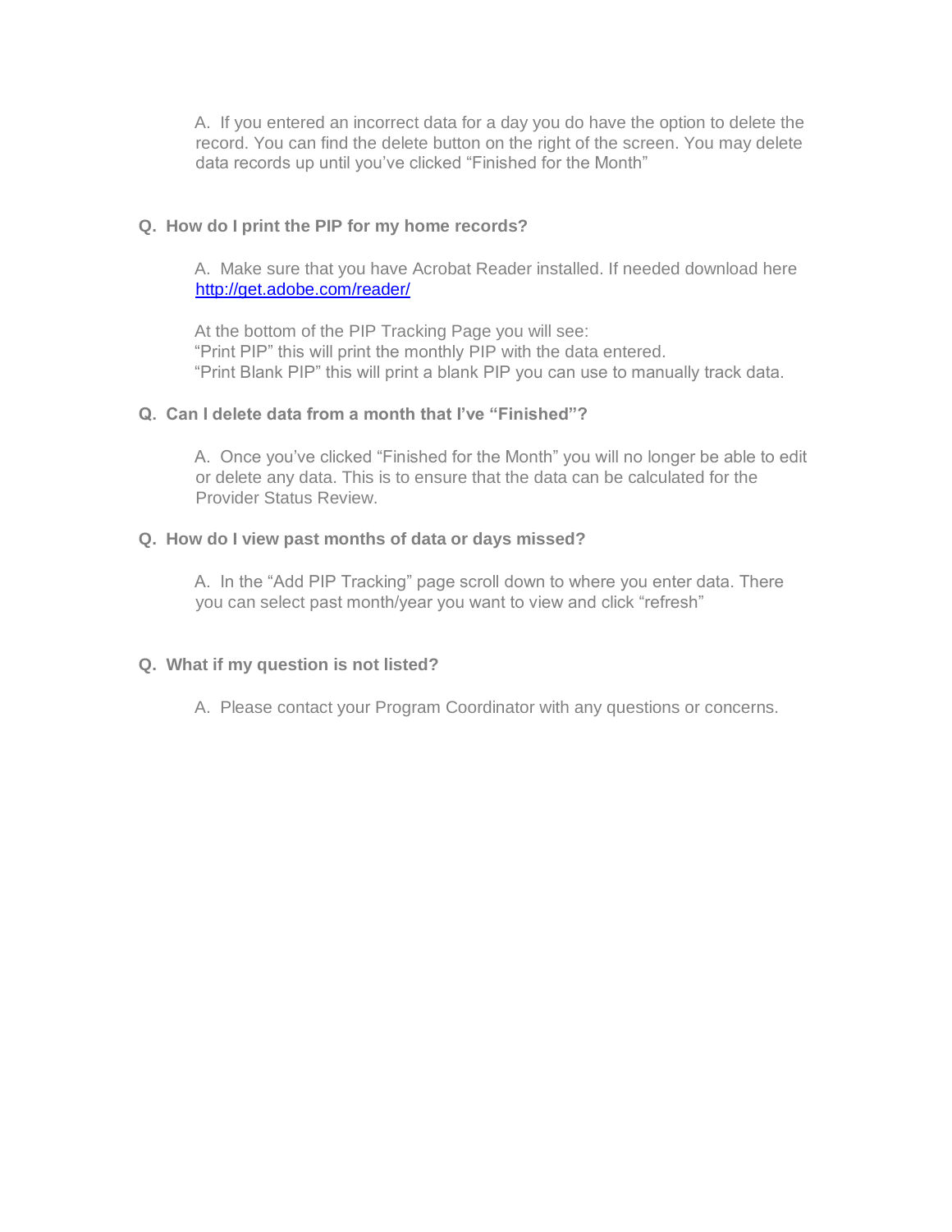A. If you entered an incorrect data for a day you do have the option to delete the record. You can find the delete button on the right of the screen. You may delete data records up until you've clicked "Finished for the Month"

**Q. How do I print the PIP for my home records?**

A. Make sure that you have Acrobat Reader installed. If needed download here [http://get.adobe.com/reader/](http://get.adobe.com/reader/)

At the bottom of the PIP Tracking Page you will see:
"Print PIP" this will print the monthly PIP with the data entered.
"Print Blank PIP" this will print a blank PIP you can use to manually track data.

**Q. Can I delete data from a month that I've "Finished"?**

A. Once you've clicked "Finished for the Month" you will no longer be able to edit or delete any data. This is to ensure that the data can be calculated for the Provider Status Review.

**Q. How do I view past months of data or days missed?**

A. In the "Add PIP Tracking" page scroll down to where you enter data. There you can select past month/year you want to view and click "refresh"

**Q. What if my question is not listed?**

A. Please contact your Program Coordinator with any questions or concerns.